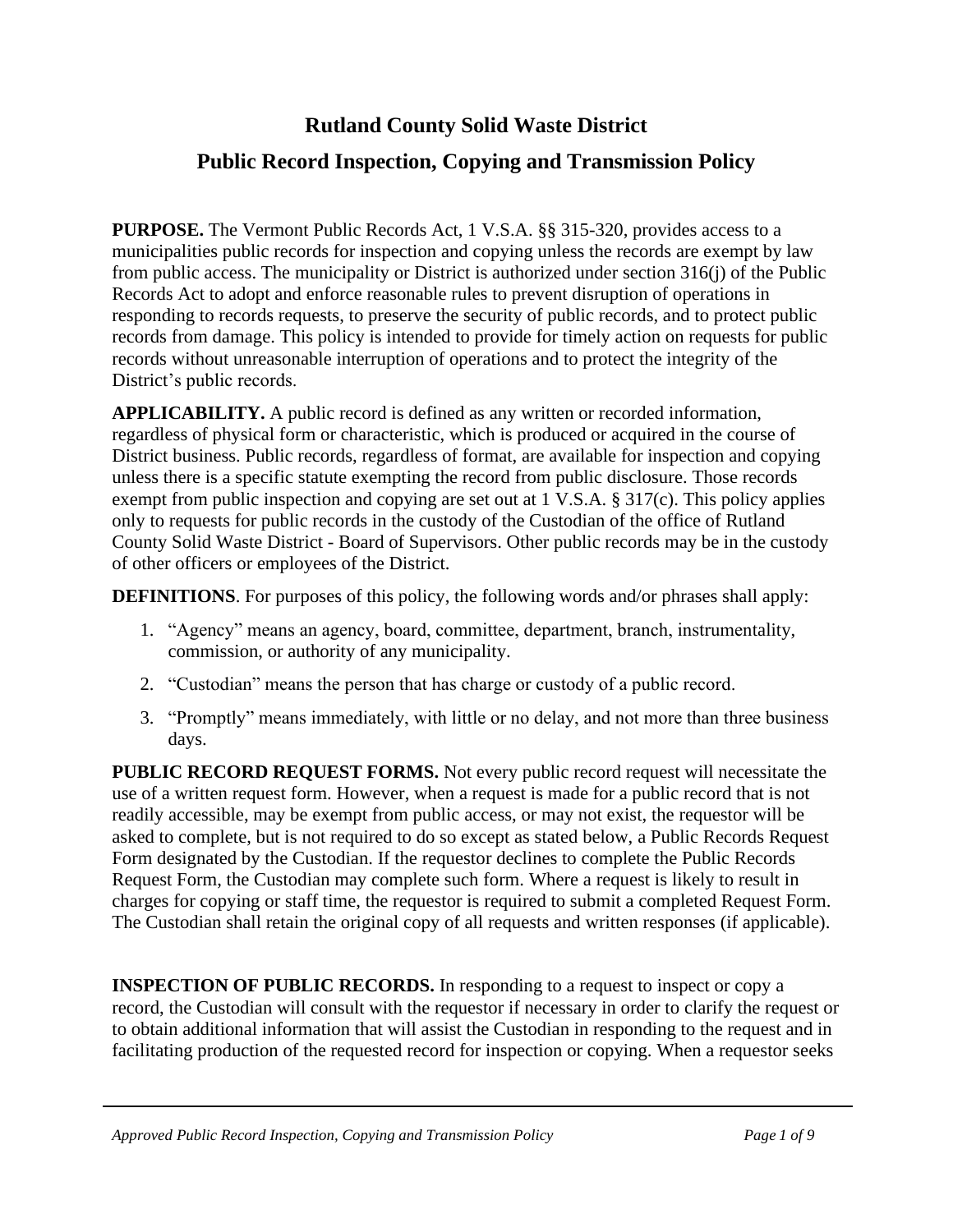# Rutland County Solid Waste District

## Public Record Inspection, Copying and Transmission Policy

**PURPOSE.** The Vermont Public Records Act, 1 V.S.A. §§ 315-320, provides access to a municipalities public records for inspection and copying unless the records are exempt by law from public access. The municipality or District is authorized under section 316(j) of the Public Records Act to adopt and enforce reasonable rules to prevent disruption of operations in responding to records requests, to preserve the security of public records, and to protect public records from damage. This policy is intended to provide for timely action on requests for public records without unreasonable interruption of operations and to protect the integrity of the District's public records.

**APPLICABILITY.** A public record is defined as any written or recorded information, regardless of physical form or characteristic, which is produced or acquired in the course of District business. Public records, regardless of format, are available for inspection and copying unless there is a specific statute exempting the record from public disclosure. Those records exempt from public inspection and copying are set out at 1 V.S.A. § 317(c). This policy applies only to requests for public records in the custody of the Custodian of the office of Rutland County Solid Waste District - Board of Supervisors. Other public records may be in the custody of other officers or employees of the District.

**DEFINITIONS**. For purposes of this policy, the following words and/or phrases shall apply:

1. "Agency" means an agency, board, committee, department, branch, instrumentality, commission, or authority of any municipality.
2. "Custodian" means the person that has charge or custody of a public record.
3. "Promptly" means immediately, with little or no delay, and not more than three business days.

**PUBLIC RECORD REQUEST FORMS.** Not every public record request will necessitate the use of a written request form. However, when a request is made for a public record that is not readily accessible, may be exempt from public access, or may not exist, the requestor will be asked to complete, but is not required to do so except as stated below, a Public Records Request Form designated by the Custodian. If the requestor declines to complete the Public Records Request Form, the Custodian may complete such form. Where a request is likely to result in charges for copying or staff time, the requestor is required to submit a completed Request Form. The Custodian shall retain the original copy of all requests and written responses (if applicable).

**INSPECTION OF PUBLIC RECORDS.** In responding to a request to inspect or copy a record, the Custodian will consult with the requestor if necessary in order to clarify the request or to obtain additional information that will assist the Custodian in responding to the request and in facilitating production of the requested record for inspection or copying. When a requestor seeks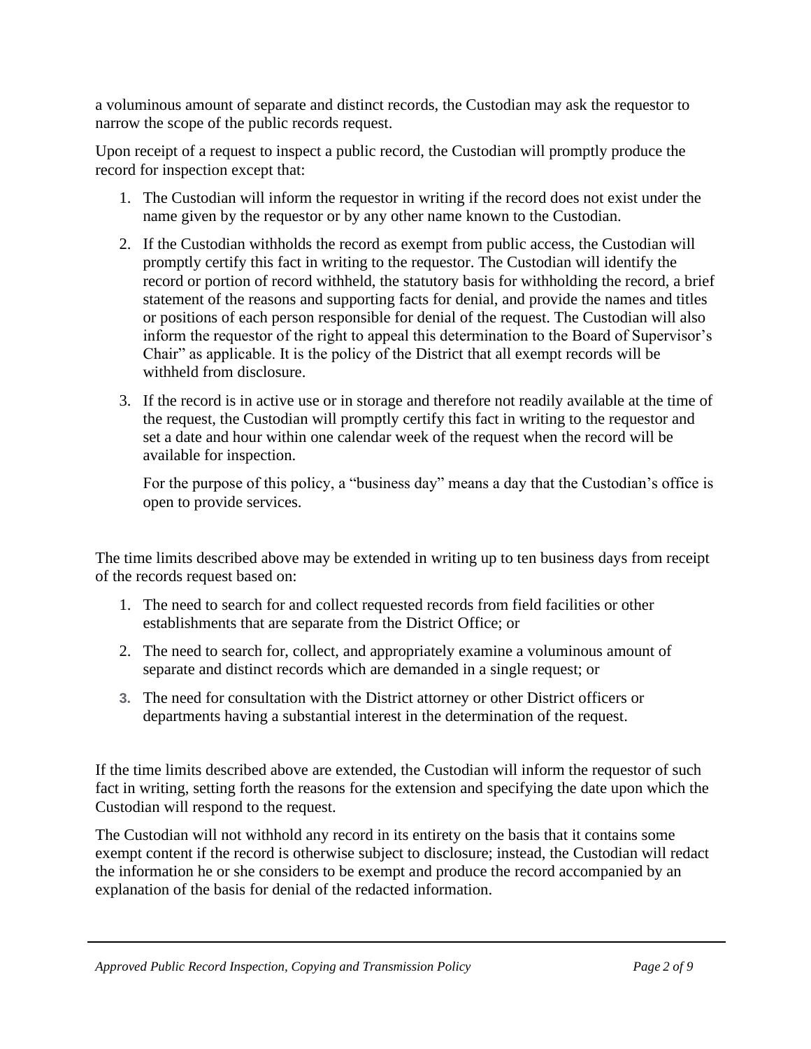a voluminous amount of separate and distinct records, the Custodian may ask the requestor to narrow the scope of the public records request.

Upon receipt of a request to inspect a public record, the Custodian will promptly produce the record for inspection except that:

1. The Custodian will inform the requestor in writing if the record does not exist under the name given by the requestor or by any other name known to the Custodian.

2. If the Custodian withholds the record as exempt from public access, the Custodian will promptly certify this fact in writing to the requestor. The Custodian will identify the record or portion of record withheld, the statutory basis for withholding the record, a brief statement of the reasons and supporting facts for denial, and provide the names and titles or positions of each person responsible for denial of the request. The Custodian will also inform the requestor of the right to appeal this determination to the Board of Supervisor's Chair" as applicable. It is the policy of the District that all exempt records will be withheld from disclosure.

3. If the record is in active use or in storage and therefore not readily available at the time of the request, the Custodian will promptly certify this fact in writing to the requestor and set a date and hour within one calendar week of the request when the record will be available for inspection.

   For the purpose of this policy, a "business day" means a day that the Custodian's office is open to provide services.

The time limits described above may be extended in writing up to ten business days from receipt of the records request based on:

1. The need to search for and collect requested records from field facilities or other establishments that are separate from the District Office; or

2. The need to search for, collect, and appropriately examine a voluminous amount of separate and distinct records which are demanded in a single request; or

3. The need for consultation with the District attorney or other District officers or departments having a substantial interest in the determination of the request.

If the time limits described above are extended, the Custodian will inform the requestor of such fact in writing, setting forth the reasons for the extension and specifying the date upon which the Custodian will respond to the request.

The Custodian will not withhold any record in its entirety on the basis that it contains some exempt content if the record is otherwise subject to disclosure; instead, the Custodian will redact the information he or she considers to be exempt and produce the record accompanied by an explanation of the basis for denial of the redacted information.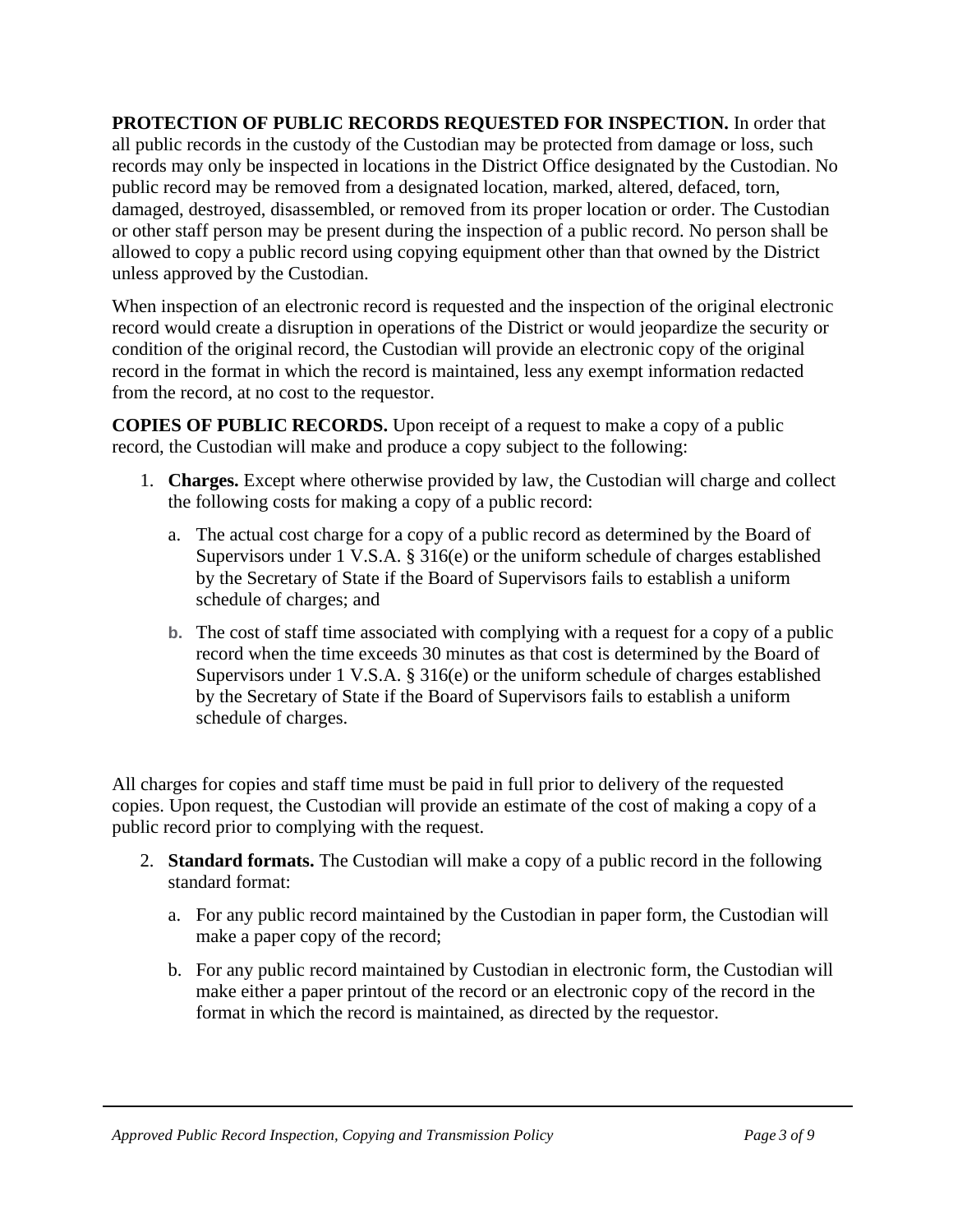**PROTECTION OF PUBLIC RECORDS REQUESTED FOR INSPECTION.** In order that all public records in the custody of the Custodian may be protected from damage or loss, such records may only be inspected in locations in the District Office designated by the Custodian. No public record may be removed from a designated location, marked, altered, defaced, torn, damaged, destroyed, disassembled, or removed from its proper location or order. The Custodian or other staff person may be present during the inspection of a public record. No person shall be allowed to copy a public record using copying equipment other than that owned by the District unless approved by the Custodian.

When inspection of an electronic record is requested and the inspection of the original electronic record would create a disruption in operations of the District or would jeopardize the security or condition of the original record, the Custodian will provide an electronic copy of the original record in the format in which the record is maintained, less any exempt information redacted from the record, at no cost to the requestor.

**COPIES OF PUBLIC RECORDS.** Upon receipt of a request to make a copy of a public record, the Custodian will make and produce a copy subject to the following:

1. **Charges.** Except where otherwise provided by law, the Custodian will charge and collect the following costs for making a copy of a public record:

   a. The actual cost charge for a copy of a public record as determined by the Board of Supervisors under 1 V.S.A. § 316(e) or the uniform schedule of charges established by the Secretary of State if the Board of Supervisors fails to establish a uniform schedule of charges; and

   b. The cost of staff time associated with complying with a request for a copy of a public record when the time exceeds 30 minutes as that cost is determined by the Board of Supervisors under 1 V.S.A. § 316(e) or the uniform schedule of charges established by the Secretary of State if the Board of Supervisors fails to establish a uniform schedule of charges.

All charges for copies and staff time must be paid in full prior to delivery of the requested copies. Upon request, the Custodian will provide an estimate of the cost of making a copy of a public record prior to complying with the request.

2. **Standard formats.** The Custodian will make a copy of a public record in the following standard format:

   a. For any public record maintained by the Custodian in paper form, the Custodian will make a paper copy of the record;

   b. For any public record maintained by Custodian in electronic form, the Custodian will make either a paper printout of the record or an electronic copy of the record in the format in which the record is maintained, as directed by the requestor.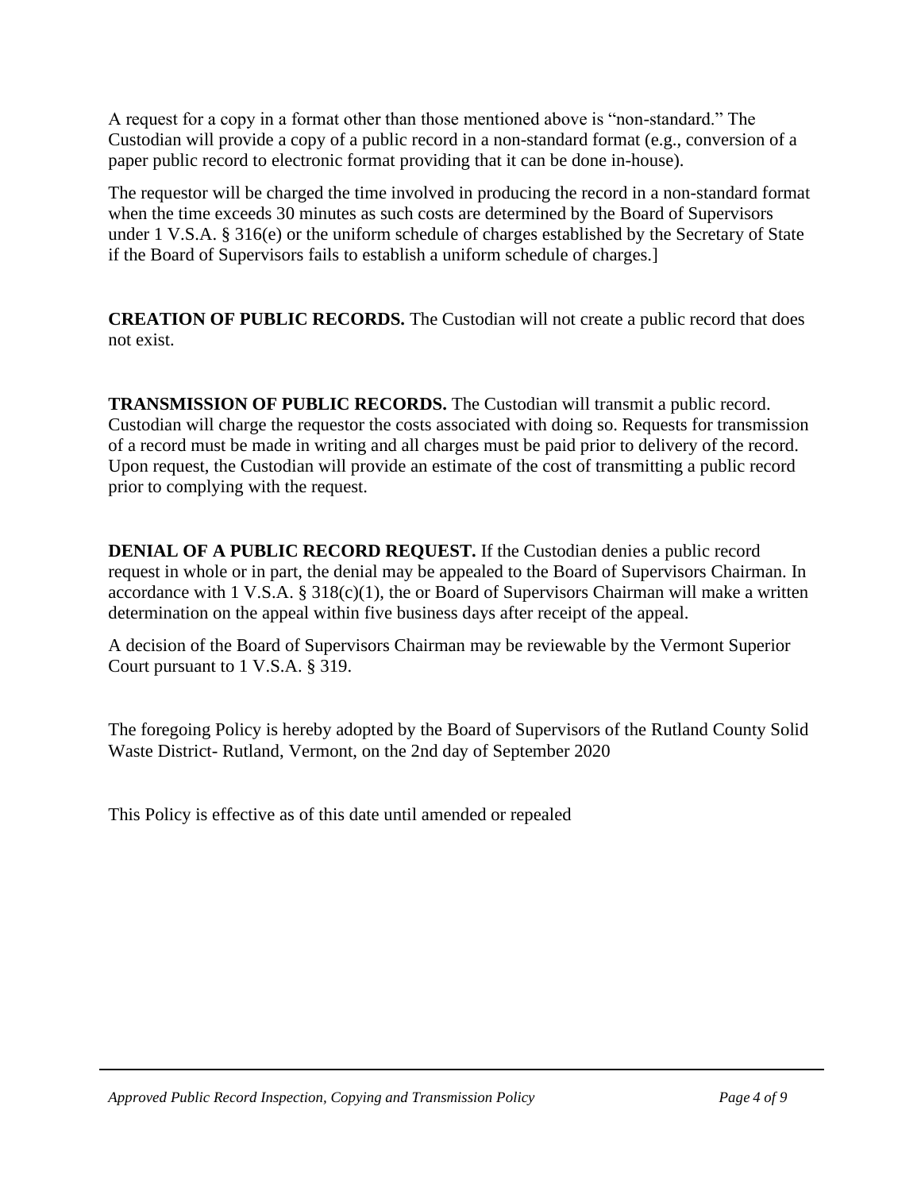A request for a copy in a format other than those mentioned above is "non-standard." The Custodian will provide a copy of a public record in a non-standard format (e.g., conversion of a paper public record to electronic format providing that it can be done in-house).

The requestor will be charged the time involved in producing the record in a non-standard format when the time exceeds 30 minutes as such costs are determined by the Board of Supervisors under 1 V.S.A. § 316(e) or the uniform schedule of charges established by the Secretary of State if the Board of Supervisors fails to establish a uniform schedule of charges.]

**CREATION OF PUBLIC RECORDS.** The Custodian will not create a public record that does not exist.

**TRANSMISSION OF PUBLIC RECORDS.** The Custodian will transmit a public record. Custodian will charge the requestor the costs associated with doing so. Requests for transmission of a record must be made in writing and all charges must be paid prior to delivery of the record. Upon request, the Custodian will provide an estimate of the cost of transmitting a public record prior to complying with the request.

**DENIAL OF A PUBLIC RECORD REQUEST.** If the Custodian denies a public record request in whole or in part, the denial may be appealed to the Board of Supervisors Chairman. In accordance with 1 V.S.A. § 318(c)(1), the or Board of Supervisors Chairman will make a written determination on the appeal within five business days after receipt of the appeal.

A decision of the Board of Supervisors Chairman may be reviewable by the Vermont Superior Court pursuant to 1 V.S.A. § 319.

The foregoing Policy is hereby adopted by the Board of Supervisors of the Rutland County Solid Waste District- Rutland, Vermont, on the 2nd day of September 2020

This Policy is effective as of this date until amended or repealed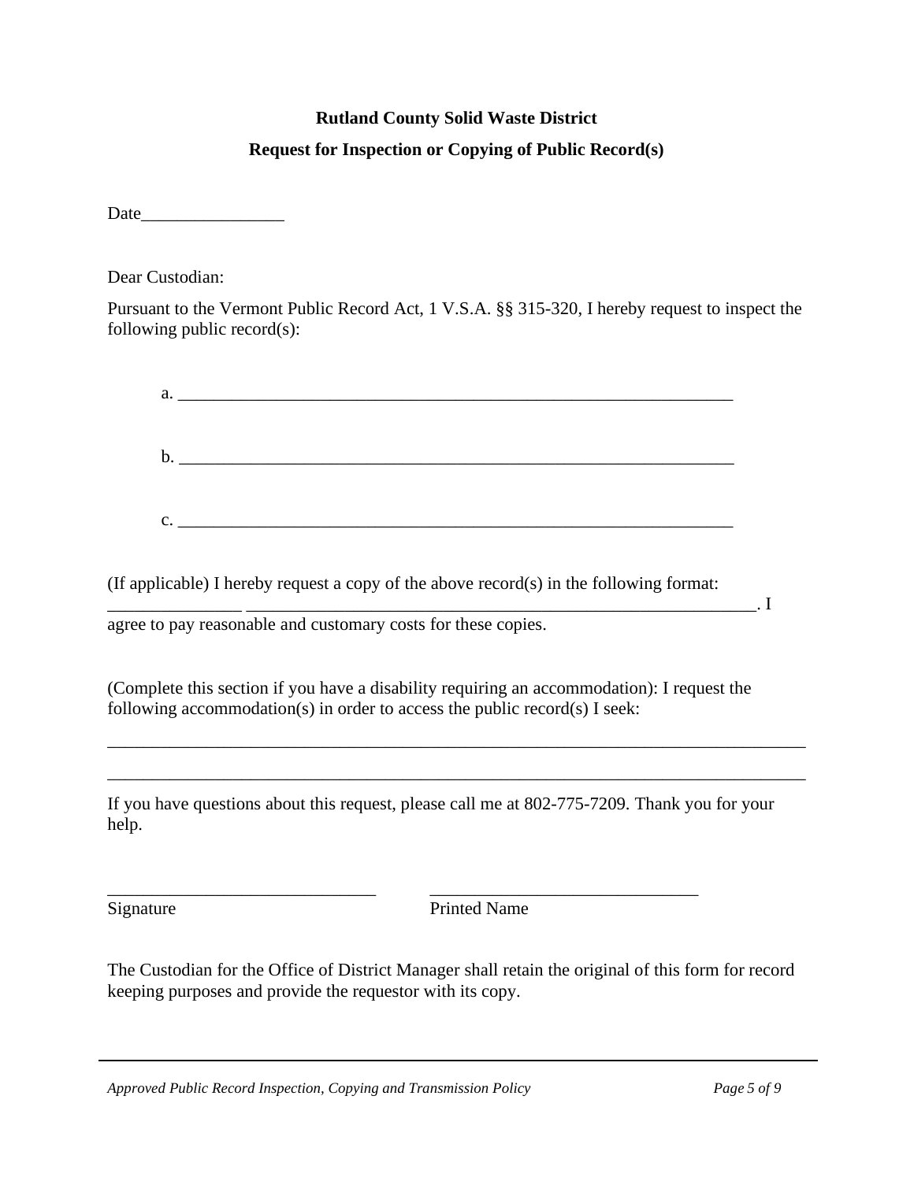**Rutland County Solid Waste District**

**Request for Inspection or Copying of Public Record(s)**

Date________________

Dear Custodian:

Pursuant to the Vermont Public Record Act, 1 V.S.A. §§ 315-320, I hereby request to inspect the following public record(s):

a. ________________________________________________________________

b. ________________________________________________________________

c. ________________________________________________________________

(If applicable) I hereby request a copy of the above record(s) in the following format: _______________ _____________________________________________________________. I agree to pay reasonable and customary costs for these copies.

(Complete this section if you have a disability requiring an accommodation): I request the following accommodation(s) in order to access the public record(s) I seek:

_________________________________________________________________________________

_________________________________________________________________________________

If you have questions about this request, please call me at 802-775-7209. Thank you for your help.

______________________________ ______________________________
Signature Printed Name

The Custodian for the Office of District Manager shall retain the original of this form for record keeping purposes and provide the requestor with its copy.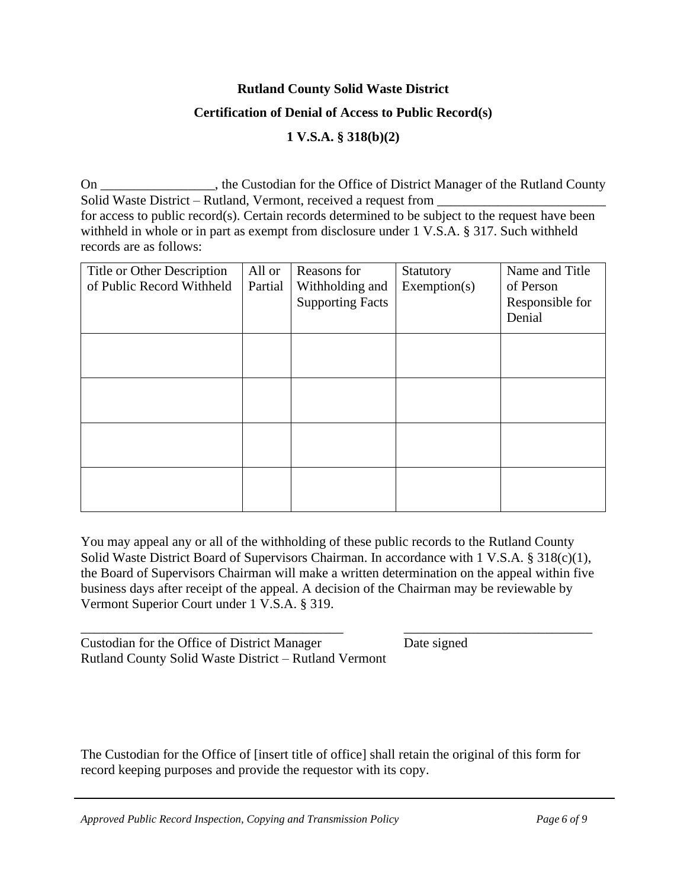**Rutland County Solid Waste District**

**Certification of Denial of Access to Public Record(s)**

**1 V.S.A. § 318(b)(2)**

On _________________, the Custodian for the Office of District Manager of the Rutland County Solid Waste District – Rutland, Vermont, received a request from _________________________ for access to public record(s). Certain records determined to be subject to the request have been withheld in whole or in part as exempt from disclosure under 1 V.S.A. § 317. Such withheld records are as follows:

| Title or Other Description of Public Record Withheld | All or Partial | Reasons for Withholding and Supporting Facts | Statutory Exemption(s) | Name and Title of Person Responsible for Denial |
|---|---|---|---|---|
| | | | | |
| | | | | |
| | | | | |
| | | | | |

You may appeal any or all of the withholding of these public records to the Rutland County Solid Waste District Board of Supervisors Chairman. In accordance with 1 V.S.A. § 318(c)(1), the Board of Supervisors Chairman will make a written determination on the appeal within five business days after receipt of the appeal. A decision of the Chairman may be reviewable by Vermont Superior Court under 1 V.S.A. § 319.

________________________________________ ____________________________

Custodian for the Office of District Manager Date signed
Rutland County Solid Waste District – Rutland Vermont

The Custodian for the Office of [insert title of office] shall retain the original of this form for record keeping purposes and provide the requestor with its copy.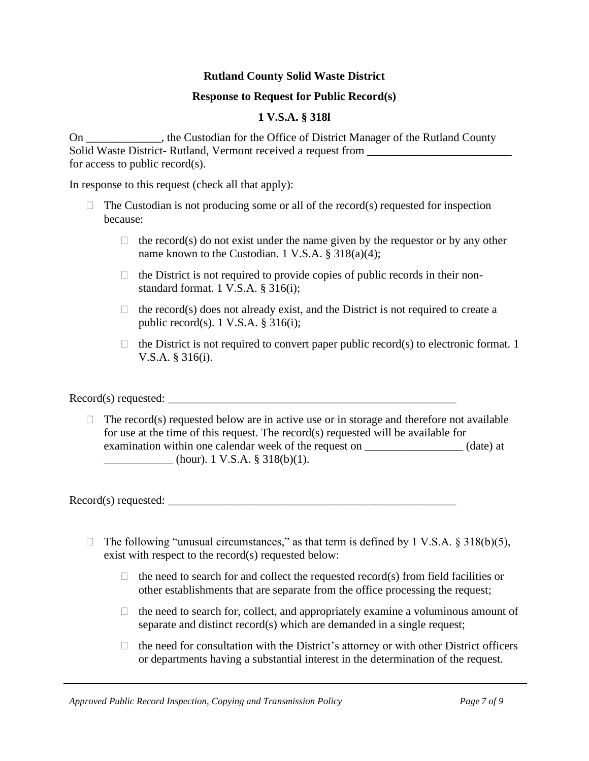**Rutland County Solid Waste District**

**Response to Request for Public Record(s)**

**1 V.S.A. § 318l**

On _____________, the Custodian for the Office of District Manager of the Rutland County Solid Waste District- Rutland, Vermont received a request from _________________________ for access to public record(s).

In response to this request (check all that apply):

- ☐ The Custodian is not producing some or all of the record(s) requested for inspection because:
  - ☐ the record(s) do not exist under the name given by the requestor or by any other name known to the Custodian. 1 V.S.A. § 318(a)(4);
  - ☐ the District is not required to provide copies of public records in their non-standard format. 1 V.S.A. § 316(i);
  - ☐ the record(s) does not already exist, and the District is not required to create a public record(s). 1 V.S.A. § 316(i);
  - ☐ the District is not required to convert paper public record(s) to electronic format. 1 V.S.A. § 316(i).

Record(s) requested: ____________________________________________________

- ☐ The record(s) requested below are in active use or in storage and therefore not available for use at the time of this request. The record(s) requested will be available for examination within one calendar week of the request on _________________ (date) at ____________ (hour). 1 V.S.A. § 318(b)(1).

Record(s) requested: ____________________________________________________

- ☐ The following "unusual circumstances," as that term is defined by 1 V.S.A. § 318(b)(5), exist with respect to the record(s) requested below:
  - ☐ the need to search for and collect the requested record(s) from field facilities or other establishments that are separate from the office processing the request;
  - ☐ the need to search for, collect, and appropriately examine a voluminous amount of separate and distinct record(s) which are demanded in a single request;
  - ☐ the need for consultation with the District's attorney or with other District officers or departments having a substantial interest in the determination of the request.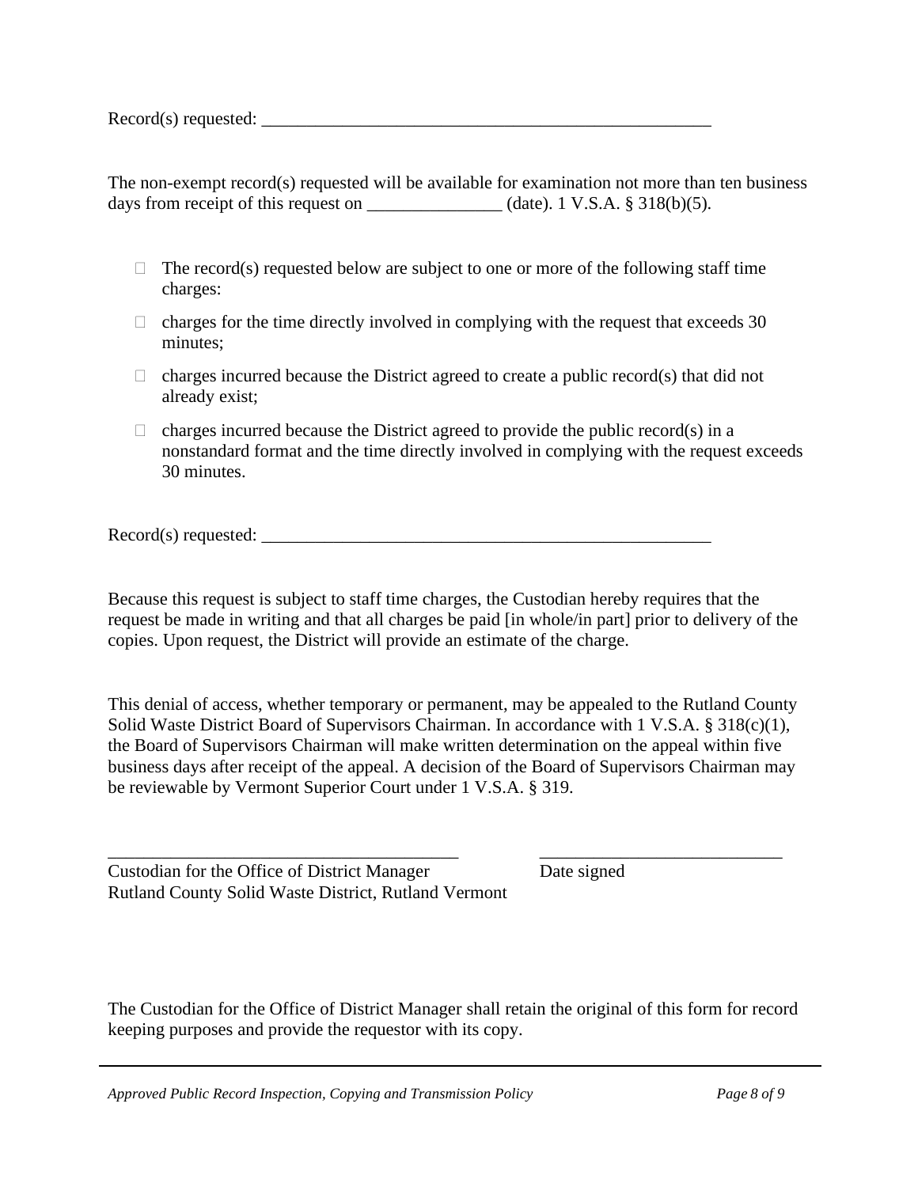Record(s) requested: ____________________________________________________

The non-exempt record(s) requested will be available for examination not more than ten business days from receipt of this request on _______________ (date). 1 V.S.A. § 318(b)(5).

- ☐ The record(s) requested below are subject to one or more of the following staff time charges:
- ☐ charges for the time directly involved in complying with the request that exceeds 30 minutes;
- ☐ charges incurred because the District agreed to create a public record(s) that did not already exist;
- ☐ charges incurred because the District agreed to provide the public record(s) in a nonstandard format and the time directly involved in complying with the request exceeds 30 minutes.

Record(s) requested: ____________________________________________________

Because this request is subject to staff time charges, the Custodian hereby requires that the request be made in writing and that all charges be paid [in whole/in part] prior to delivery of the copies. Upon request, the District will provide an estimate of the charge.

This denial of access, whether temporary or permanent, may be appealed to the Rutland County Solid Waste District Board of Supervisors Chairman. In accordance with 1 V.S.A. § 318(c)(1), the Board of Supervisors Chairman will make written determination on the appeal within five business days after receipt of the appeal. A decision of the Board of Supervisors Chairman may be reviewable by Vermont Superior Court under 1 V.S.A. § 319.

_________________________________________ ____________________________

Custodian for the Office of District Manager Date signed
Rutland County Solid Waste District, Rutland Vermont

The Custodian for the Office of District Manager shall retain the original of this form for record keeping purposes and provide the requestor with its copy.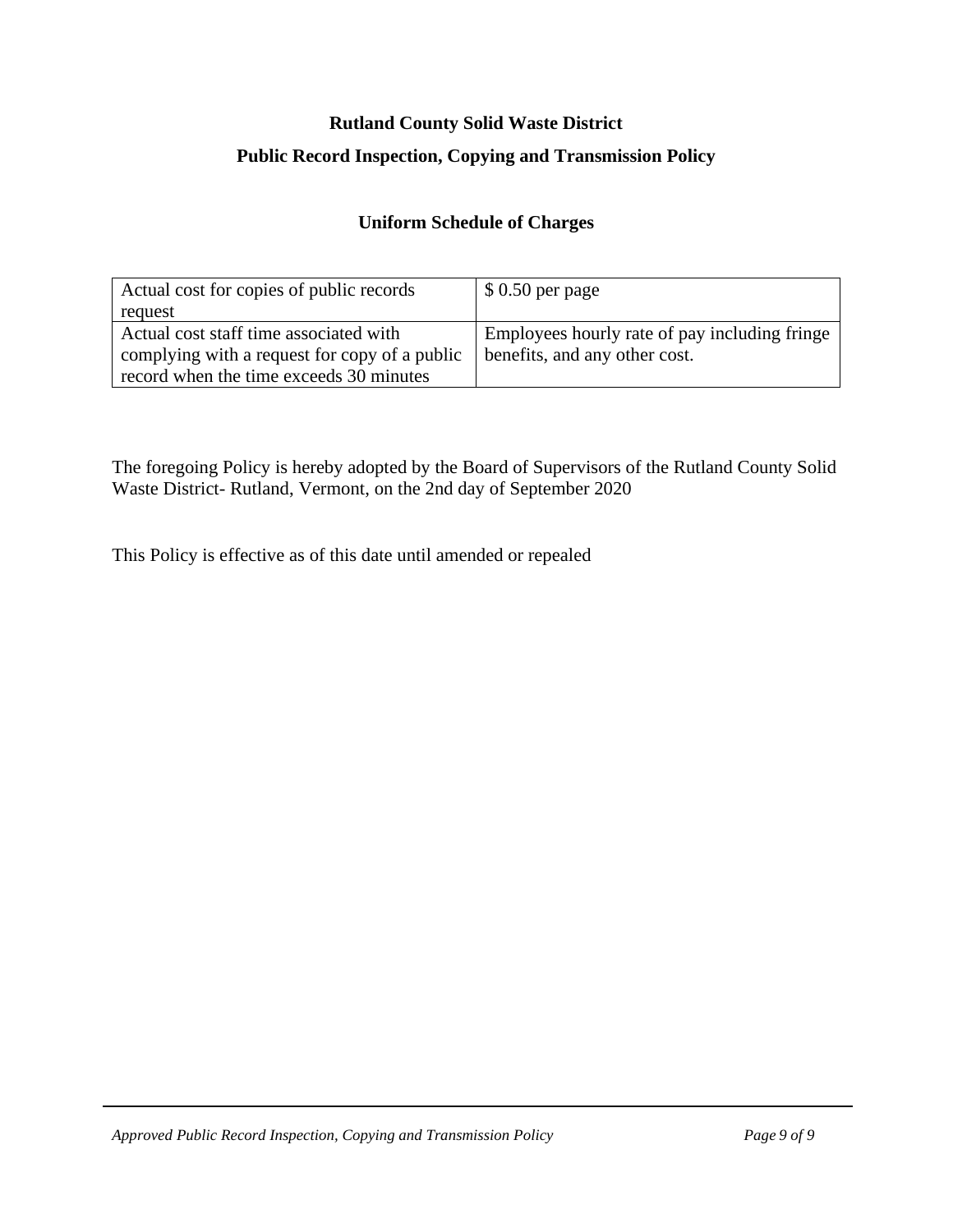**Rutland County Solid Waste District**

**Public Record Inspection, Copying and Transmission Policy**

**Uniform Schedule of Charges**

| | |
|---|---|
| Actual cost for copies of public records request | $ 0.50 per page |
| Actual cost staff time associated with complying with a request for copy of a public record when the time exceeds 30 minutes | Employees hourly rate of pay including fringe benefits, and any other cost. |

The foregoing Policy is hereby adopted by the Board of Supervisors of the Rutland County Solid Waste District- Rutland, Vermont, on the 2nd day of September 2020

This Policy is effective as of this date until amended or repealed